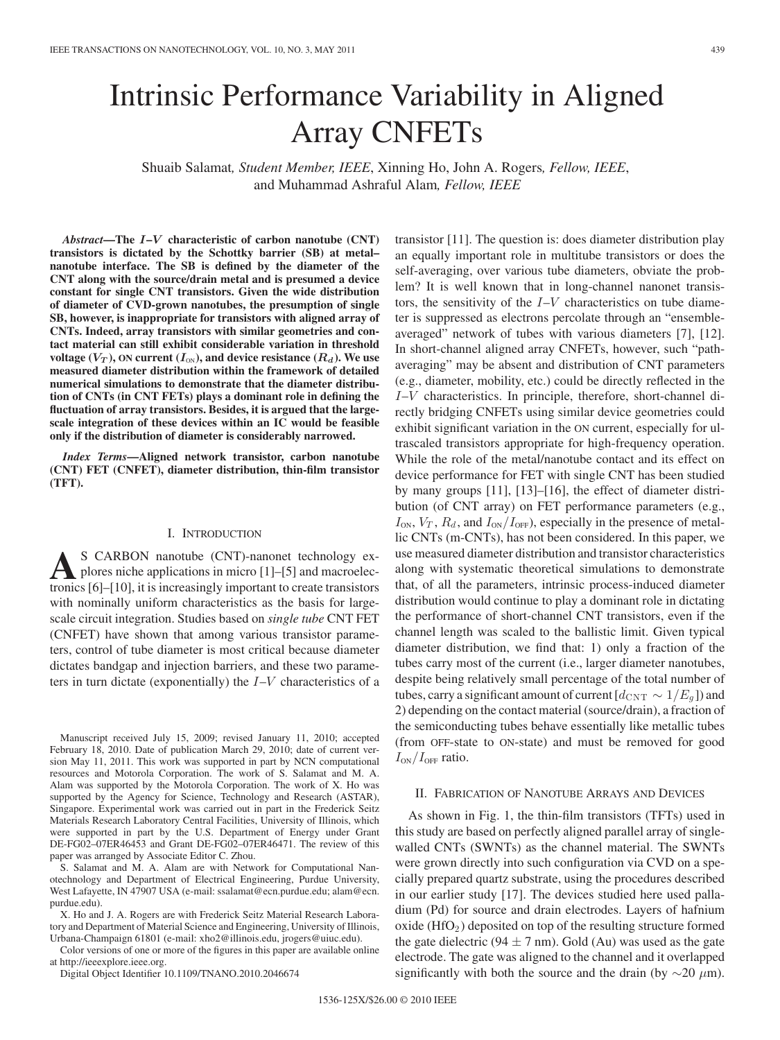# Intrinsic Performance Variability in Aligned Array CNFETs

Shuaib Salamat, *Student Member, IEEE*, Xinning Ho, John A. Rogers, *Fellow, IEEE*, and Muhammad Ashraful Alam, *Fellow, IEEE*

***Abstract*—The $I$–$V$ characteristic of carbon nanotube (CNT) transistors is dictated by the Schottky barrier (SB) at metal–nanotube interface. The SB is defined by the diameter of the CNT along with the source/drain metal and is presumed a device constant for single CNT transistors. Given the wide distribution of diameter of CVD-grown nanotubes, the presumption of single SB, however, is inappropriate for transistors with aligned array of CNTs. Indeed, array transistors with similar geometries and contact material can still exhibit considerable variation in threshold voltage ($V_T$), ON current ($I_{ON}$), and device resistance ($R_d$). We use measured diameter distribution within the framework of detailed numerical simulations to demonstrate that the diameter distribution of CNTs (in CNT FETs) plays a dominant role in defining the fluctuation of array transistors. Besides, it is argued that the large-scale integration of these devices within an IC would be feasible only if the distribution of diameter is considerably narrowed.**

***Index Terms*—Aligned network transistor, carbon nanotube (CNT) FET (CNFET), diameter distribution, thin-film transistor (TFT).**

## I. Introduction

As CARBON nanotube (CNT)-nanonet technology explores niche applications in micro [1]–[5] and macroelectronics [6]–[10], it is increasingly important to create transistors with nominally uniform characteristics as the basis for large-scale circuit integration. Studies based on *single tube* CNT FET (CNFET) have shown that among various transistor parameters, control of tube diameter is most critical because diameter dictates bandgap and injection barriers, and these two parameters in turn dictate (exponentially) the $I$–$V$ characteristics of a transistor [11]. The question is: does diameter distribution play an equally important role in multitube transistors or does the self-averaging, over various tube diameters, obviate the problem? It is well known that in long-channel nanonet transistors, the sensitivity of the $I$–$V$ characteristics on tube diameter is suppressed as electrons percolate through an "ensemble-averaged" network of tubes with various diameters [7], [12]. In short-channel aligned array CNFETs, however, such "path-averaging" may be absent and distribution of CNT parameters (e.g., diameter, mobility, etc.) could be directly reflected in the $I$–$V$ characteristics. In principle, therefore, short-channel directly bridging CNFETs using similar device geometries could exhibit significant variation in the ON current, especially for ultrascaled transistors appropriate for high-frequency operation. While the role of the metal/nanotube contact and its effect on device performance for FET with single CNT has been studied by many groups [11], [13]–[16], the effect of diameter distribution (of CNT array) on FET performance parameters (e.g., $I_{ON}$, $V_T$, $R_d$, and $I_{ON}/I_{OFF}$), especially in the presence of metallic CNTs (m-CNTs), has not been considered. In this paper, we use measured diameter distribution and transistor characteristics along with systematic theoretical simulations to demonstrate that, of all the parameters, intrinsic process-induced diameter distribution would continue to play a dominant role in dictating the performance of short-channel CNT transistors, even if the channel length was scaled to the ballistic limit. Given typical diameter distribution, we find that: 1) only a fraction of the tubes carry most of the current (i.e., larger diameter nanotubes, despite being relatively small percentage of the total number of tubes, carry a significant amount of current [$d_{CNT} \sim 1/E_g$]) and 2) depending on the contact material (source/drain), a fraction of the semiconducting tubes behave essentially like metallic tubes (from OFF-state to ON-state) and must be removed for good $I_{ON}/I_{OFF}$ ratio.

## II. Fabrication of Nanotube Arrays and Devices

As shown in Fig. 1, the thin-film transistors (TFTs) used in this study are based on perfectly aligned parallel array of single-walled CNTs (SWNTs) as the channel material. The SWNTs were grown directly into such configuration via CVD on a specially prepared quartz substrate, using the procedures described in our earlier study [17]. The devices studied here used palladium (Pd) for source and drain electrodes. Layers of hafnium oxide ($HfO_2$) deposited on top of the resulting structure formed the gate dielectric (94 ± 7 nm). Gold (Au) was used as the gate electrode. The gate was aligned to the channel and it overlapped significantly with both the source and the drain (by ~20 $\mu$m).

---

Manuscript received July 15, 2009; revised January 11, 2010; accepted February 18, 2010. Date of publication March 29, 2010; date of current version May 11, 2011. This work was supported in part by NCN computational resources and Motorola Corporation. The work of S. Salamat and M. A. Alam was supported by the Motorola Corporation. The work of X. Ho was supported by the Agency for Science, Technology and Research (ASTAR), Singapore. Experimental work was carried out in part in the Frederick Seitz Materials Research Laboratory Central Facilities, University of Illinois, which were supported in part by the U.S. Department of Energy under Grant DE-FG02–07ER46453 and Grant DE-FG02–07ER46471. The review of this paper was arranged by Associate Editor C. Zhou.

S. Salamat and M. A. Alam are with Network for Computational Nanotechnology and Department of Electrical Engineering, Purdue University, West Lafayette, IN 47907 USA (e-mail: ssalamat@ecn.purdue.edu; alam@ecn.purdue.edu).

X. Ho and J. A. Rogers are with Frederick Seitz Material Research Laboratory and Department of Material Science and Engineering, University of Illinois, Urbana-Champaign 61801 (e-mail: xho2@illinois.edu, jrogers@uiuc.edu).

Color versions of one or more of the figures in this paper are available online at http://ieeexplore.ieee.org.

Digital Object Identifier 10.1109/TNANO.2010.2046674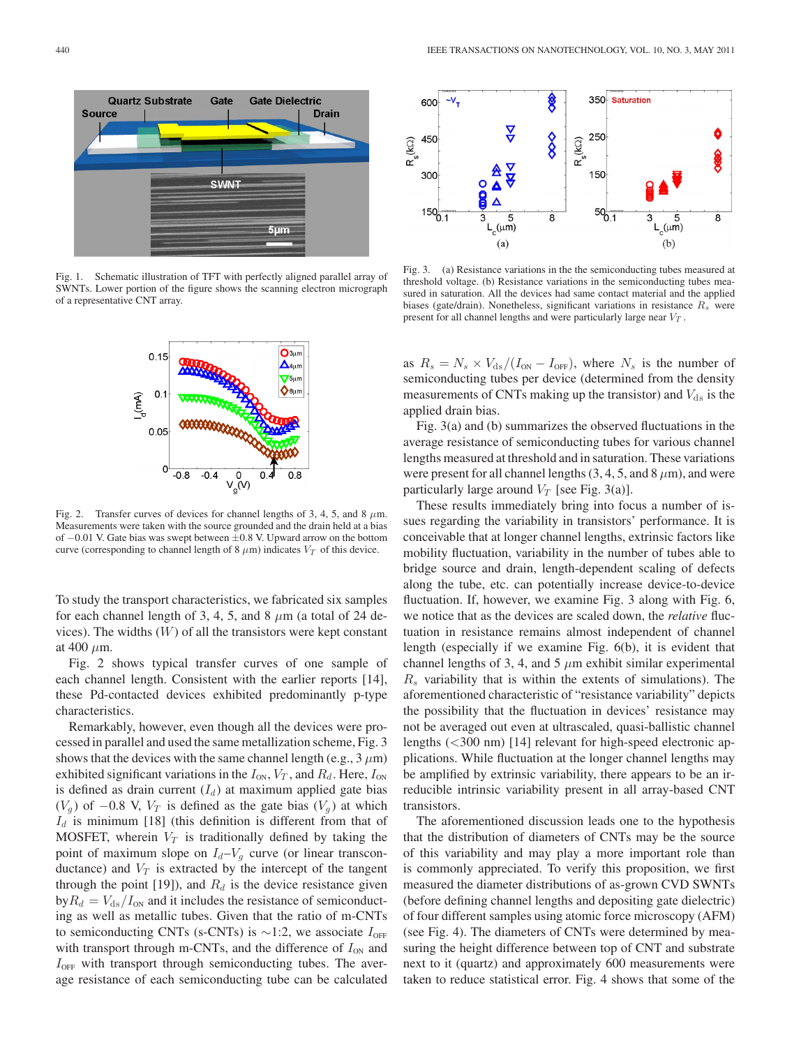Fig. 1. Schematic illustration of TFT with perfectly aligned parallel array of SWNTs. Lower portion of the figure shows the scanning electron micrograph of a representative CNT array.

Fig. 2. Transfer curves of devices for channel lengths of 3, 4, 5, and 8 $\mu$m. Measurements were taken with the source grounded and the drain held at a bias of $-0.01$ V. Gate bias was swept between $\pm 0.8$ V. Upward arrow on the bottom curve (corresponding to channel length of 8 $\mu$m) indicates $V_T$ of this device.

To study the transport characteristics, we fabricated six samples for each channel length of 3, 4, 5, and 8 $\mu$m (a total of 24 devices). The widths ($W$) of all the transistors were kept constant at 400 $\mu$m.

Fig. 2 shows typical transfer curves of one sample of each channel length. Consistent with the earlier reports [14], these Pd-contacted devices exhibited predominantly p-type characteristics.

Remarkably, however, even though all the devices were processed in parallel and used the same metallization scheme, Fig. 3 shows that the devices with the same channel length (e.g., 3 $\mu$m) exhibited significant variations in the $I_{\rm ON}$, $V_T$, and $R_d$. Here, $I_{\rm ON}$ is defined as drain current ($I_d$) at maximum applied gate bias ($V_g$) of $-0.8$ V, $V_T$ is defined as the gate bias ($V_g$) at which $I_d$ is minimum [18] (this definition is different from that of MOSFET, wherein $V_T$ is traditionally defined by taking the point of maximum slope on $I_d$–$V_g$ curve (or linear transconductance) and $V_T$ is extracted by the intercept of the tangent through the point [19]), and $R_d$ is the device resistance given by $R_d = V_{\rm ds}/I_{\rm ON}$ and it includes the resistance of semiconducting as well as metallic tubes. Given that the ratio of m-CNTs to semiconducting CNTs (s-CNTs) is ~1:2, we associate $I_{\rm OFF}$ with transport through m-CNTs, and the difference of $I_{\rm ON}$ and $I_{\rm OFF}$ with transport through semiconducting tubes. The average resistance of each semiconducting tube can be calculated as $R_s = N_s \times V_{\rm ds}/(I_{\rm ON} - I_{\rm OFF})$, where $N_s$ is the number of semiconducting tubes per device (determined from the density measurements of CNTs making up the transistor) and $V_{\rm ds}$ is the applied drain bias.

Fig. 3. (a) Resistance variations in the the semiconducting tubes measured at threshold voltage. (b) Resistance variations in the semiconducting tubes measured in saturation. All the devices had same contact material and the applied biases (gate/drain). Nonetheless, significant variations in resistance $R_s$ were present for all channel lengths and were particularly large near $V_T$.

Fig. 3(a) and (b) summarizes the observed fluctuations in the average resistance of semiconducting tubes for various channel lengths measured at threshold and in saturation. These variations were present for all channel lengths (3, 4, 5, and 8 $\mu$m), and were particularly large around $V_T$ [see Fig. 3(a)].

These results immediately bring into focus a number of issues regarding the variability in transistors' performance. It is conceivable that at longer channel lengths, extrinsic factors like mobility fluctuation, variability in the number of tubes able to bridge source and drain, length-dependent scaling of defects along the tube, etc. can potentially increase device-to-device fluctuation. If, however, we examine Fig. 3 along with Fig. 6, we notice that as the devices are scaled down, the *relative* fluctuation in resistance remains almost independent of channel length (especially if we examine Fig. 6(b), it is evident that channel lengths of 3, 4, and 5 $\mu$m exhibit similar experimental $R_s$ variability that is within the extents of simulations). The aforementioned characteristic of "resistance variability" depicts the possibility that the fluctuation in devices' resistance may not be averaged out even at ultrascaled, quasi-ballistic channel lengths (<300 nm) [14] relevant for high-speed electronic applications. While fluctuation at the longer channel lengths may be amplified by extrinsic variability, there appears to be an irreducible intrinsic variability present in all array-based CNT transistors.

The aforementioned discussion leads one to the hypothesis that the distribution of diameters of CNTs may be the source of this variability and may play a more important role than is commonly appreciated. To verify this proposition, we first measured the diameter distributions of as-grown CVD SWNTs (before defining channel lengths and depositing gate dielectric) of four different samples using atomic force microscopy (AFM) (see Fig. 4). The diameters of CNTs were determined by measuring the height difference between top of CNT and substrate next to it (quartz) and approximately 600 measurements were taken to reduce statistical error. Fig. 4 shows that some of the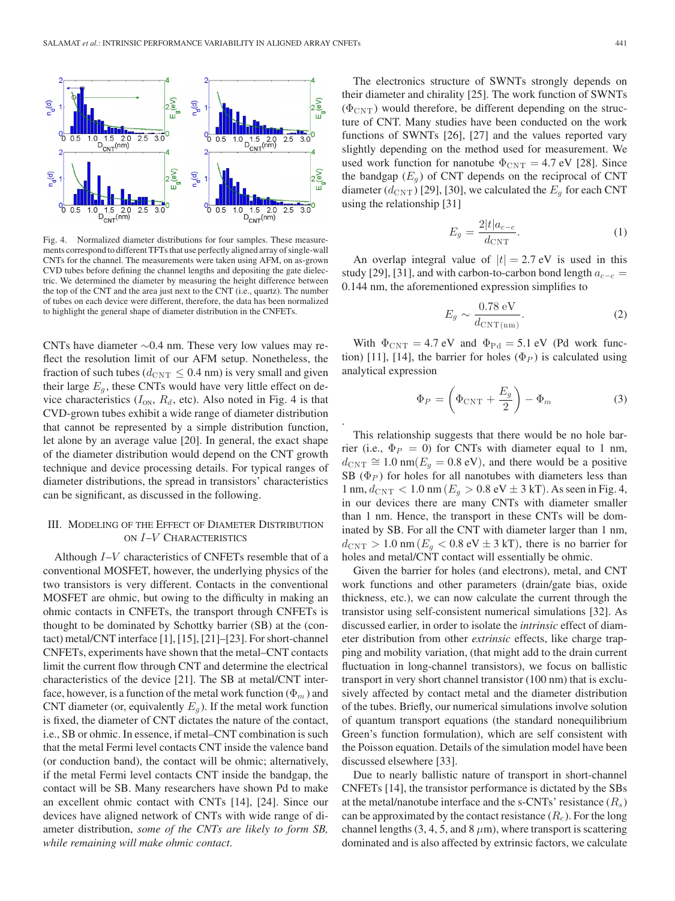Fig. 4. Normalized diameter distributions for four samples. These measurements correspond to different TFTs that use perfectly aligned array of single-wall CNTs for the channel. The measurements were taken using AFM, on as-grown CVD tubes before defining the channel lengths and depositing the gate dielectric. We determined the diameter by measuring the height difference between the top of the CNT and the area just next to the CNT (i.e., quartz). The number of tubes on each device were different, therefore, the data has been normalized to highlight the general shape of diameter distribution in the CNFETs.

CNTs have diameter ∼0.4 nm. These very low values may reflect the resolution limit of our AFM setup. Nonetheless, the fraction of such tubes ($d_{\rm CNT} \leq 0.4$ nm) is very small and given their large $E_g$, these CNTs would have very little effect on device characteristics ($I_{\rm ON}$, $R_d$, etc). Also noted in Fig. 4 is that CVD-grown tubes exhibit a wide range of diameter distribution that cannot be represented by a simple distribution function, let alone by an average value [20]. In general, the exact shape of the diameter distribution would depend on the CNT growth technique and device processing details. For typical ranges of diameter distributions, the spread in transistors' characteristics can be significant, as discussed in the following.

## III. Modeling of the Effect of Diameter Distribution on $I$–$V$ Characteristics

Although $I$–$V$ characteristics of CNFETs resemble that of a conventional MOSFET, however, the underlying physics of the two transistors is very different. Contacts in the conventional MOSFET are ohmic, but owing to the difficulty in making an ohmic contacts in CNFETs, the transport through CNFETs is thought to be dominated by Schottky barrier (SB) at the (contact) metal/CNT interface [1], [15], [21]–[23]. For short-channel CNFETs, experiments have shown that the metal–CNT contacts limit the current flow through CNT and determine the electrical characteristics of the device [21]. The SB at metal/CNT interface, however, is a function of the metal work function ($\Phi_m$) and CNT diameter (or, equivalently $E_g$). If the metal work function is fixed, the diameter of CNT dictates the nature of the contact, i.e., SB or ohmic. In essence, if metal–CNT combination is such that the metal Fermi level contacts CNT inside the valence band (or conduction band), the contact will be ohmic; alternatively, if the metal Fermi level contacts CNT inside the bandgap, the contact will be SB. Many researchers have shown Pd to make an excellent ohmic contact with CNTs [14], [24]. Since our devices have aligned network of CNTs with wide range of diameter distribution, *some of the CNTs are likely to form SB, while remaining will make ohmic contact*.

The electronics structure of SWNTs strongly depends on their diameter and chirality [25]. The work function of SWNTs ($\Phi_{\rm CNT}$) would therefore, be different depending on the structure of CNT. Many studies have been conducted on the work functions of SWNTs [26], [27] and the values reported vary slightly depending on the method used for measurement. We used work function for nanotube $\Phi_{\rm CNT} = 4.7$ eV [28]. Since the bandgap ($E_g$) of CNT depends on the reciprocal of CNT diameter ($d_{\rm CNT}$) [29], [30], we calculated the $E_g$ for each CNT using the relationship [31]

$$E_g = \frac{2|t|a_{c-c}}{d_{\rm CNT}}. \tag{1}$$

An overlap integral value of $|t| = 2.7$ eV is used in this study [29], [31], and with carbon-to-carbon bond length $a_{c-c} = 0.144$ nm, the aforementioned expression simplifies to

$$E_g \sim \frac{0.78 \text{ eV}}{d_{\rm CNT(nm)}}. \tag{2}$$

With $\Phi_{\rm CNT} = 4.7$ eV and $\Phi_{\rm Pd} = 5.1$ eV (Pd work function) [11], [14], the barrier for holes ($\Phi_P$) is calculated using analytical expression

$$\Phi_P = \left(\Phi_{\rm CNT} + \frac{E_g}{2}\right) - \Phi_m \tag{3}$$

This relationship suggests that there would be no hole barrier (i.e., $\Phi_P = 0$) for CNTs with diameter equal to 1 nm, $d_{\rm CNT} \cong 1.0$ nm($E_g = 0.8$ eV), and there would be a positive SB ($\Phi_P$) for holes for all nanotubes with diameters less than 1 nm, $d_{\rm CNT} < 1.0$ nm ($E_g > 0.8$ eV $\pm$ 3 kT). As seen in Fig. 4, in our devices there are many CNTs with diameter smaller than 1 nm. Hence, the transport in these CNTs will be dominated by SB. For all the CNT with diameter larger than 1 nm, $d_{\rm CNT} > 1.0$ nm ($E_g < 0.8$ eV $\pm$ 3 kT), there is no barrier for holes and metal/CNT contact will essentially be ohmic.

Given the barrier for holes (and electrons), metal, and CNT work functions and other parameters (drain/gate bias, oxide thickness, etc.), we can now calculate the current through the transistor using self-consistent numerical simulations [32]. As discussed earlier, in order to isolate the *intrinsic* effect of diameter distribution from other *extrinsic* effects, like charge trapping and mobility variation, (that might add to the drain current fluctuation in long-channel transistors), we focus on ballistic transport in very short channel transistor (100 nm) that is exclusively affected by contact metal and the diameter distribution of the tubes. Briefly, our numerical simulations involve solution of quantum transport equations (the standard nonequilibrium Green's function formulation), which are self consistent with the Poisson equation. Details of the simulation model have been discussed elsewhere [33].

Due to nearly ballistic nature of transport in short-channel CNFETs [14], the transistor performance is dictated by the SBs at the metal/nanotube interface and the s-CNTs' resistance ($R_s$) can be approximated by the contact resistance ($R_c$). For the long channel lengths (3, 4, 5, and 8 $\mu$m), where transport is scattering dominated and is also affected by extrinsic factors, we calculate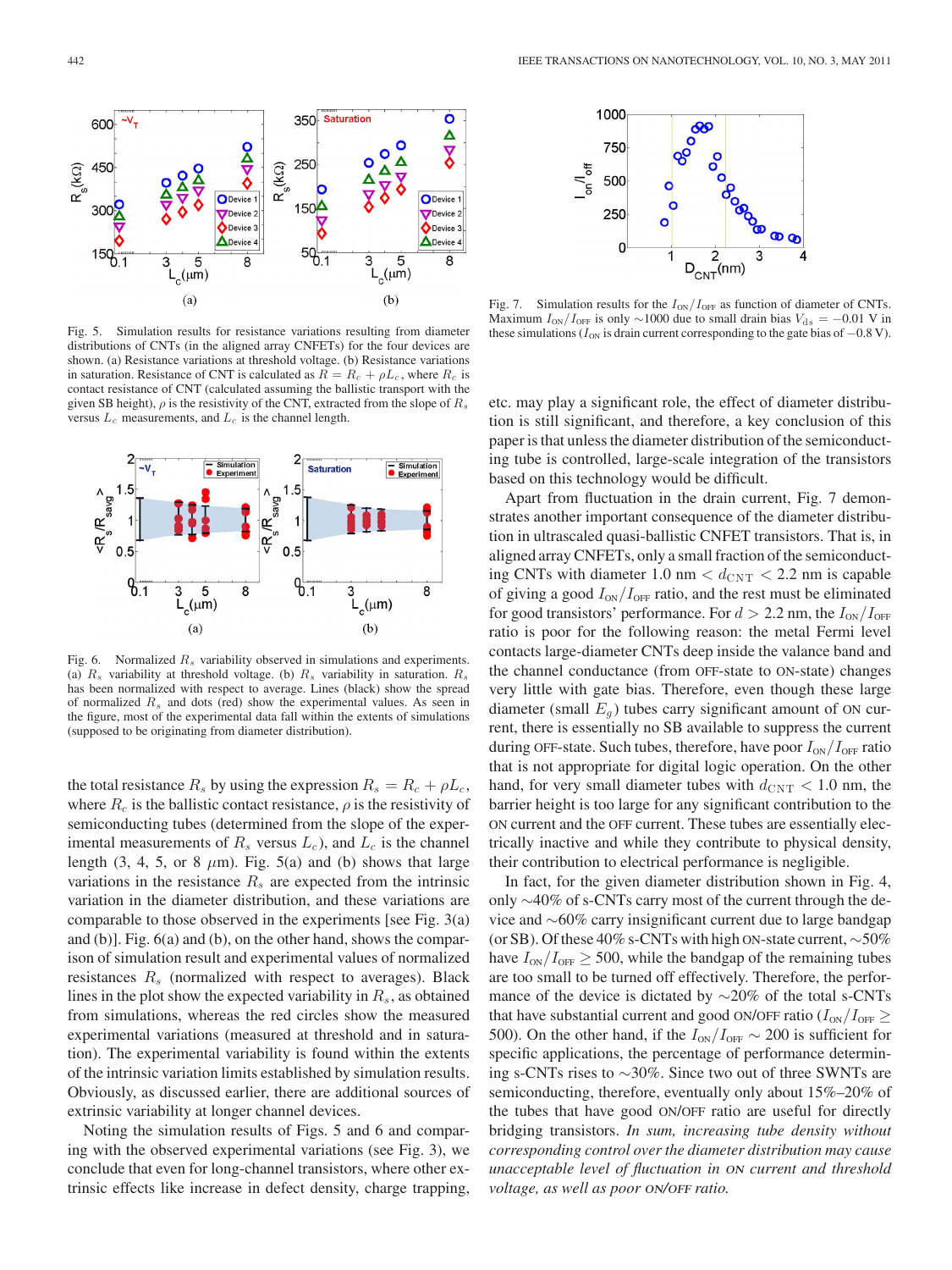Fig. 5. Simulation results for resistance variations resulting from diameter distributions of CNTs (in the aligned array CNFETs) for the four devices are shown. (a) Resistance variations at threshold voltage. (b) Resistance variations in saturation. Resistance of CNT is calculated as $R = R_c + \rho L_c$, where $R_c$ is contact resistance of CNT (calculated assuming the ballistic transport with the given SB height), $\rho$ is the resistivity of the CNT, extracted from the slope of $R_s$ versus $L_c$ measurements, and $L_c$ is the channel length.

Fig. 6. Normalized $R_s$ variability observed in simulations and experiments. (a) $R_s$ variability at threshold voltage. (b) $R_s$ variability in saturation. $R_s$ has been normalized with respect to average. Lines (black) show the spread of normalized $R_s$ and dots (red) show the experimental values. As seen in the figure, most of the experimental data fall within the extents of simulations (supposed to be originating from diameter distribution).

the total resistance $R_s$ by using the expression $R_s = R_c + \rho L_c$, where $R_c$ is the ballistic contact resistance, $\rho$ is the resistivity of semiconducting tubes (determined from the slope of the experimental measurements of $R_s$ versus $L_c$), and $L_c$ is the channel length (3, 4, 5, or 8 $\mu$m). Fig. 5(a) and (b) shows that large variations in the resistance $R_s$ are expected from the intrinsic variation in the diameter distribution, and these variations are comparable to those observed in the experiments [see Fig. 3(a) and (b)]. Fig. 6(a) and (b), on the other hand, shows the comparison of simulation result and experimental values of normalized resistances $R_s$ (normalized with respect to averages). Black lines in the plot show the expected variability in $R_s$, as obtained from simulations, whereas the red circles show the measured experimental variations (measured at threshold and in saturation). The experimental variability is found within the extents of the intrinsic variation limits established by simulation results. Obviously, as discussed earlier, there are additional sources of extrinsic variability at longer channel devices.

Noting the simulation results of Figs. 5 and 6 and comparing with the observed experimental variations (see Fig. 3), we conclude that even for long-channel transistors, where other extrinsic effects like increase in defect density, charge trapping, etc. may play a significant role, the effect of diameter distribution is still significant, and therefore, a key conclusion of this paper is that unless the diameter distribution of the semiconducting tube is controlled, large-scale integration of the transistors based on this technology would be difficult.

Fig. 7. Simulation results for the $I_{\mathrm{ON}}/I_{\mathrm{OFF}}$ as function of diameter of CNTs. Maximum $I_{\mathrm{ON}}/I_{\mathrm{OFF}}$ is only ~1000 due to small drain bias $V_{\mathrm{ds}} = -0.01$ V in these simulations ($I_{\mathrm{ON}}$ is drain current corresponding to the gate bias of $-0.8$ V).

Apart from fluctuation in the drain current, Fig. 7 demonstrates another important consequence of the diameter distribution in ultrascaled quasi-ballistic CNFET transistors. That is, in aligned array CNFETs, only a small fraction of the semiconducting CNTs with diameter $1.0\ \mathrm{nm} < d_{\mathrm{CNT}} < 2.2$ nm is capable of giving a good $I_{\mathrm{ON}}/I_{\mathrm{OFF}}$ ratio, and the rest must be eliminated for good transistors' performance. For $d > 2.2$ nm, the $I_{\mathrm{ON}}/I_{\mathrm{OFF}}$ ratio is poor for the following reason: the metal Fermi level contacts large-diameter CNTs deep inside the valance band and the channel conductance (from OFF-state to ON-state) changes very little with gate bias. Therefore, even though these large diameter (small $E_g$) tubes carry significant amount of ON current, there is essentially no SB available to suppress the current during OFF-state. Such tubes, therefore, have poor $I_{\mathrm{ON}}/I_{\mathrm{OFF}}$ ratio that is not appropriate for digital logic operation. On the other hand, for very small diameter tubes with $d_{\mathrm{CNT}} < 1.0$ nm, the barrier height is too large for any significant contribution to the ON current and the OFF current. These tubes are essentially electrically inactive and while they contribute to physical density, their contribution to electrical performance is negligible.

In fact, for the given diameter distribution shown in Fig. 4, only ~40% of s-CNTs carry most of the current through the device and ~60% carry insignificant current due to large bandgap (or SB). Of these 40% s-CNTs with high ON-state current, ~50% have $I_{\mathrm{ON}}/I_{\mathrm{OFF}} \geq 500$, while the bandgap of the remaining tubes are too small to be turned off effectively. Therefore, the performance of the device is dictated by ~20% of the total s-CNTs that have substantial current and good ON/OFF ratio ($I_{\mathrm{ON}}/I_{\mathrm{OFF}} \geq 500$). On the other hand, if the $I_{\mathrm{ON}}/I_{\mathrm{OFF}} \sim 200$ is sufficient for specific applications, the percentage of performance determining s-CNTs rises to ~30%. Since two out of three SWNTs are semiconducting, therefore, eventually only about 15%–20% of the tubes that have good ON/OFF ratio are useful for directly bridging transistors. *In sum, increasing tube density without corresponding control over the diameter distribution may cause unacceptable level of fluctuation in ON current and threshold voltage, as well as poor ON/OFF ratio.*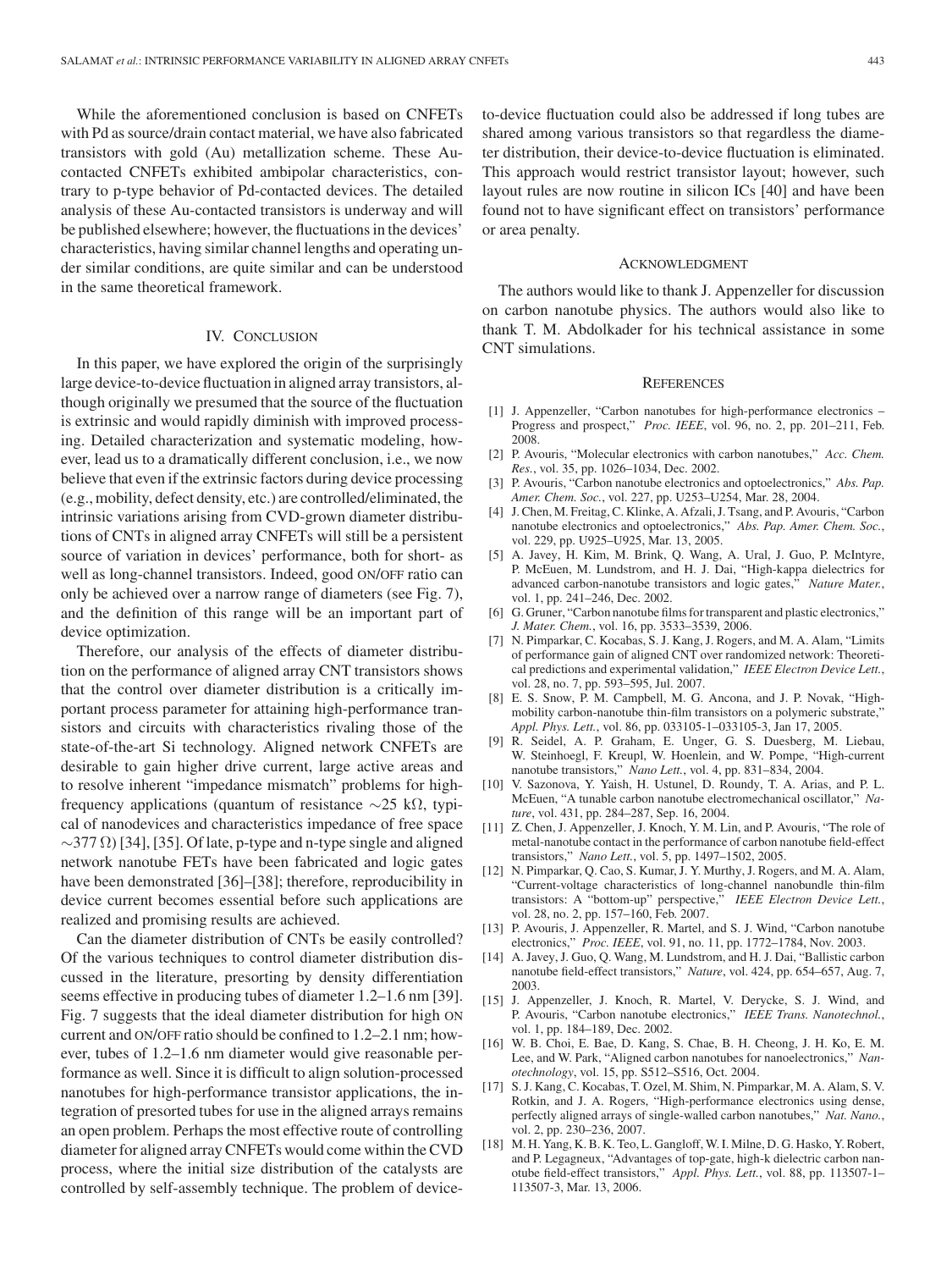While the aforementioned conclusion is based on CNFETs with Pd as source/drain contact material, we have also fabricated transistors with gold (Au) metallization scheme. These Au-contacted CNFETs exhibited ambipolar characteristics, contrary to p-type behavior of Pd-contacted devices. The detailed analysis of these Au-contacted transistors is underway and will be published elsewhere; however, the fluctuations in the devices' characteristics, having similar channel lengths and operating under similar conditions, are quite similar and can be understood in the same theoretical framework.

## IV. Conclusion

In this paper, we have explored the origin of the surprisingly large device-to-device fluctuation in aligned array transistors, although originally we presumed that the source of the fluctuation is extrinsic and would rapidly diminish with improved processing. Detailed characterization and systematic modeling, however, lead us to a dramatically different conclusion, i.e., we now believe that even if the extrinsic factors during device processing (e.g., mobility, defect density, etc.) are controlled/eliminated, the intrinsic variations arising from CVD-grown diameter distributions of CNTs in aligned array CNFETs will still be a persistent source of variation in devices' performance, both for short- as well as long-channel transistors. Indeed, good ON/OFF ratio can only be achieved over a narrow range of diameters (see Fig. 7), and the definition of this range will be an important part of device optimization.

Therefore, our analysis of the effects of diameter distribution on the performance of aligned array CNT transistors shows that the control over diameter distribution is a critically important process parameter for attaining high-performance transistors and circuits with characteristics rivaling those of the state-of-the-art Si technology. Aligned network CNFETs are desirable to gain higher drive current, large active areas and to resolve inherent "impedance mismatch" problems for high-frequency applications (quantum of resistance $\sim$25 k$\Omega$, typical of nanodevices and characteristics impedance of free space $\sim$377 $\Omega$) [34], [35]. Of late, p-type and n-type single and aligned network nanotube FETs have been fabricated and logic gates have been demonstrated [36]–[38]; therefore, reproducibility in device current becomes essential before such applications are realized and promising results are achieved.

Can the diameter distribution of CNTs be easily controlled? Of the various techniques to control diameter distribution discussed in the literature, presorting by density differentiation seems effective in producing tubes of diameter 1.2–1.6 nm [39]. Fig. 7 suggests that the ideal diameter distribution for high ON current and ON/OFF ratio should be confined to 1.2–2.1 nm; however, tubes of 1.2–1.6 nm diameter would give reasonable performance as well. Since it is difficult to align solution-processed nanotubes for high-performance transistor applications, the integration of presorted tubes for use in the aligned arrays remains an open problem. Perhaps the most effective route of controlling diameter for aligned array CNFETs would come within the CVD process, where the initial size distribution of the catalysts are controlled by self-assembly technique. The problem of device-to-device fluctuation could also be addressed if long tubes are shared among various transistors so that regardless the diameter distribution, their device-to-device fluctuation is eliminated. This approach would restrict transistor layout; however, such layout rules are now routine in silicon ICs [40] and have been found not to have significant effect on transistors' performance or area penalty.

## Acknowledgment

The authors would like to thank J. Appenzeller for discussion on carbon nanotube physics. The authors would also like to thank T. M. Abdolkader for his technical assistance in some CNT simulations.

## References

[1] J. Appenzeller, "Carbon nanotubes for high-performance electronics – Progress and prospect," *Proc. IEEE*, vol. 96, no. 2, pp. 201–211, Feb. 2008.

[2] P. Avouris, "Molecular electronics with carbon nanotubes," *Acc. Chem. Res.*, vol. 35, pp. 1026–1034, Dec. 2002.

[3] P. Avouris, "Carbon nanotube electronics and optoelectronics," *Abs. Pap. Amer. Chem. Soc.*, vol. 227, pp. U253–U254, Mar. 28, 2004.

[4] J. Chen, M. Freitag, C. Klinke, A. Afzali, J. Tsang, and P. Avouris, "Carbon nanotube electronics and optoelectronics," *Abs. Pap. Amer. Chem. Soc.*, vol. 229, pp. U925–U925, Mar. 13, 2005.

[5] A. Javey, H. Kim, M. Brink, Q. Wang, A. Ural, J. Guo, P. McIntyre, P. McEuen, M. Lundstrom, and H. J. Dai, "High-kappa dielectrics for advanced carbon-nanotube transistors and logic gates," *Nature Mater.*, vol. 1, pp. 241–246, Dec. 2002.

[6] G. Gruner, "Carbon nanotube films for transparent and plastic electronics," *J. Mater. Chem.*, vol. 16, pp. 3533–3539, 2006.

[7] N. Pimparkar, C. Kocabas, S. J. Kang, J. Rogers, and M. A. Alam, "Limits of performance gain of aligned CNT over randomized network: Theoretical predictions and experimental validation," *IEEE Electron Device Lett.*, vol. 28, no. 7, pp. 593–595, Jul. 2007.

[8] E. S. Snow, P. M. Campbell, M. G. Ancona, and J. P. Novak, "High-mobility carbon-nanotube thin-film transistors on a polymeric substrate," *Appl. Phys. Lett.*, vol. 86, pp. 033105-1–033105-3, Jan 17, 2005.

[9] R. Seidel, A. P. Graham, E. Unger, G. S. Duesberg, M. Liebau, W. Steinhoegl, F. Kreupl, W. Hoenlein, and W. Pompe, "High-current nanotube transistors," *Nano Lett.*, vol. 4, pp. 831–834, 2004.

[10] V. Sazonova, Y. Yaish, H. Ustunel, D. Roundy, T. A. Arias, and P. L. McEuen, "A tunable carbon nanotube electromechanical oscillator," *Nature*, vol. 431, pp. 284–287, Sep. 16, 2004.

[11] Z. Chen, J. Appenzeller, J. Knoch, Y. M. Lin, and P. Avouris, "The role of metal-nanotube contact in the performance of carbon nanotube field-effect transistors," *Nano Lett.*, vol. 5, pp. 1497–1502, 2005.

[12] N. Pimparkar, Q. Cao, S. Kumar, J. Y. Murthy, J. Rogers, and M. A. Alam, "Current-voltage characteristics of long-channel nanobundle thin-film transistors: A "bottom-up" perspective," *IEEE Electron Device Lett.*, vol. 28, no. 2, pp. 157–160, Feb. 2007.

[13] P. Avouris, J. Appenzeller, R. Martel, and S. J. Wind, "Carbon nanotube electronics," *Proc. IEEE*, vol. 91, no. 11, pp. 1772–1784, Nov. 2003.

[14] A. Javey, J. Guo, Q. Wang, M. Lundstrom, and H. J. Dai, "Ballistic carbon nanotube field-effect transistors," *Nature*, vol. 424, pp. 654–657, Aug. 7, 2003.

[15] J. Appenzeller, J. Knoch, R. Martel, V. Derycke, S. J. Wind, and P. Avouris, "Carbon nanotube electronics," *IEEE Trans. Nanotechnol.*, vol. 1, pp. 184–189, Dec. 2002.

[16] W. B. Choi, E. Bae, D. Kang, S. Chae, B. H. Cheong, J. H. Ko, E. M. Lee, and W. Park, "Aligned carbon nanotubes for nanoelectronics," *Nanotechnology*, vol. 15, pp. S512–S516, Oct. 2004.

[17] S. J. Kang, C. Kocabas, T. Ozel, M. Shim, N. Pimparkar, M. A. Alam, S. V. Rotkin, and J. A. Rogers, "High-performance electronics using dense, perfectly aligned arrays of single-walled carbon nanotubes," *Nat. Nano.*, vol. 2, pp. 230–236, 2007.

[18] M. H. Yang, K. B. K. Teo, L. Gangloff, W. I. Milne, D. G. Hasko, Y. Robert, and P. Legagneux, "Advantages of top-gate, high-k dielectric carbon nanotube field-effect transistors," *Appl. Phys. Lett.*, vol. 88, pp. 113507-1–113507-3, Mar. 13, 2006.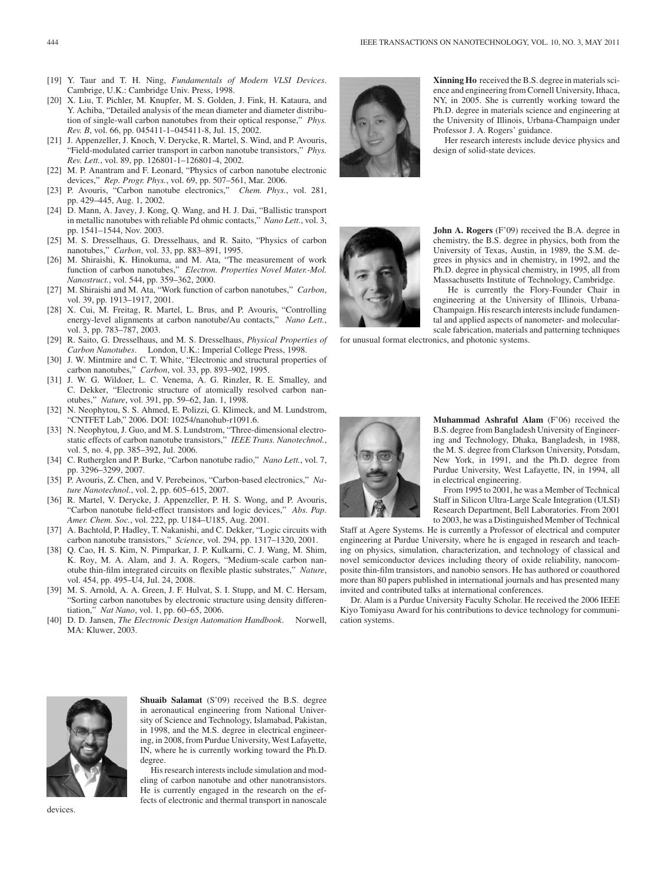[19] Y. Taur and T. H. Ning, *Fundamentals of Modern VLSI Devices*. Cambrige, U.K.: Cambridge Univ. Press, 1998.

[20] X. Liu, T. Pichler, M. Knupfer, M. S. Golden, J. Fink, H. Kataura, and Y. Achiba, "Detailed analysis of the mean diameter and diameter distribution of single-wall carbon nanotubes from their optical response," *Phys. Rev. B*, vol. 66, pp. 045411-1–045411-8, Jul. 15, 2002.

[21] J. Appenzeller, J. Knoch, V. Derycke, R. Martel, S. Wind, and P. Avouris, "Field-modulated carrier transport in carbon nanotube transistors," *Phys. Rev. Lett.*, vol. 89, pp. 126801-1–126801-4, 2002.

[22] M. P. Anantram and F. Leonard, "Physics of carbon nanotube electronic devices," *Rep. Progr. Phys.*, vol. 69, pp. 507–561, Mar. 2006.

[23] P. Avouris, "Carbon nanotube electronics," *Chem. Phys.*, vol. 281, pp. 429–445, Aug. 1, 2002.

[24] D. Mann, A. Javey, J. Kong, Q. Wang, and H. J. Dai, "Ballistic transport in metallic nanotubes with reliable Pd ohmic contacts," *Nano Lett.*, vol. 3, pp. 1541–1544, Nov. 2003.

[25] M. S. Dresselhaus, G. Dresselhaus, and R. Saito, "Physics of carbon nanotubes," *Carbon*, vol. 33, pp. 883–891, 1995.

[26] M. Shiraishi, K. Hinokuma, and M. Ata, "The measurement of work function of carbon nanotubes," *Electron. Properties Novel Mater.-Mol. Nanostruct.*, vol. 544, pp. 359–362, 2000.

[27] M. Shiraishi and M. Ata, "Work function of carbon nanotubes," *Carbon*, vol. 39, pp. 1913–1917, 2001.

[28] X. Cui, M. Freitag, R. Martel, L. Brus, and P. Avouris, "Controlling energy-level alignments at carbon nanotube/Au contacts," *Nano Lett.*, vol. 3, pp. 783–787, 2003.

[29] R. Saito, G. Dresselhaus, and M. S. Dresselhaus, *Physical Properties of Carbon Nanotubes*. London, U.K.: Imperial College Press, 1998.

[30] J. W. Mintmire and C. T. White, "Electronic and structural properties of carbon nanotubes," *Carbon*, vol. 33, pp. 893–902, 1995.

[31] J. W. G. Wildoer, L. C. Venema, A. G. Rinzler, R. E. Smalley, and C. Dekker, "Electronic structure of atomically resolved carbon nanotubes," *Nature*, vol. 391, pp. 59–62, Jan. 1, 1998.

[32] N. Neophytou, S. S. Ahmed, E. Polizzi, G. Klimeck, and M. Lundstrom, "CNTFET Lab," 2006. DOI: 10254/nanohub-r1091.6.

[33] N. Neophytou, J. Guo, and M. S. Lundstrom, "Three-dimensional electrostatic effects of carbon nanotube transistors," *IEEE Trans. Nanotechnol.*, vol. 5, no. 4, pp. 385–392, Jul. 2006.

[34] C. Rutherglen and P. Burke, "Carbon nanotube radio," *Nano Lett.*, vol. 7, pp. 3296–3299, 2007.

[35] P. Avouris, Z. Chen, and V. Perebeinos, "Carbon-based electronics," *Nature Nanotechnol.*, vol. 2, pp. 605–615, 2007.

[36] R. Martel, V. Derycke, J. Appenzeller, P. H. S. Wong, and P. Avouris, "Carbon nanotube field-effect transistors and logic devices," *Abs. Pap. Amer. Chem. Soc.*, vol. 222, pp. U184–U185, Aug. 2001.

[37] A. Bachtold, P. Hadley, T. Nakanishi, and C. Dekker, "Logic circuits with carbon nanotube transistors," *Science*, vol. 294, pp. 1317–1320, 2001.

[38] Q. Cao, H. S. Kim, N. Pimparkar, J. P. Kulkarni, C. J. Wang, M. Shim, K. Roy, M. A. Alam, and J. A. Rogers, "Medium-scale carbon nanotube thin-film integrated circuits on flexible plastic substrates," *Nature*, vol. 454, pp. 495–U4, Jul. 24, 2008.

[39] M. S. Arnold, A. A. Green, J. F. Hulvat, S. I. Stupp, and M. C. Hersam, "Sorting carbon nanotubes by electronic structure using density differentiation," *Nat Nano*, vol. 1, pp. 60–65, 2006.

[40] D. D. Jansen, *The Electronic Design Automation Handbook*. Norwell, MA: Kluwer, 2003.

**Shuaib Salamat** (S'09) received the B.S. degree in aeronautical engineering from National University of Science and Technology, Islamabad, Pakistan, in 1998, and the M.S. degree in electrical engineering, in 2008, from Purdue University, West Lafayette, IN, where he is currently working toward the Ph.D. degree.

His research interests include simulation and modeling of carbon nanotube and other nanotransistors. He is currently engaged in the research on the effects of electronic and thermal transport in nanoscale devices.

**Xinning Ho** received the B.S. degree in materials science and engineering from Cornell University, Ithaca, NY, in 2005. She is currently working toward the Ph.D. degree in materials science and engineering at the University of Illinois, Urbana-Champaign under Professor J. A. Rogers' guidance.

Her research interests include device physics and design of solid-state devices.

**John A. Rogers** (F'09) received the B.A. degree in chemistry, the B.S. degree in physics, both from the University of Texas, Austin, in 1989, the S.M. degrees in physics and in chemistry, in 1992, and the Ph.D. degree in physical chemistry, in 1995, all from Massachusetts Institute of Technology, Cambridge.

He is currently the Flory-Founder Chair in engineering at the University of Illinois, Urbana-Champaign. His research interests include fundamental and applied aspects of nanometer- and molecular-scale fabrication, materials and patterning techniques for unusual format electronics, and photonic systems.

**Muhammad Ashraful Alam** (F'06) received the B.S. degree from Bangladesh University of Engineering and Technology, Dhaka, Bangladesh, in 1988, the M. S. degree from Clarkson University, Potsdam, New York, in 1991, and the Ph.D. degree from Purdue University, West Lafayette, IN, in 1994, all in electrical engineering.

From 1995 to 2001, he was a Member of Technical Staff in Silicon Ultra-Large Scale Integration (ULSI) Research Department, Bell Laboratories. From 2001 to 2003, he was a Distinguished Member of Technical Staff at Agere Systems. He is currently a Professor of electrical and computer engineering at Purdue University, where he is engaged in research and teaching on physics, simulation, characterization, and technology of classical and novel semiconductor devices including theory of oxide reliability, nanocomposite thin-film transistors, and nanobio sensors. He has authored or coauthored more than 80 papers published in international journals and has presented many invited and contributed talks at international conferences.

Dr. Alam is a Purdue University Faculty Scholar. He received the 2006 IEEE Kiyo Tomiyasu Award for his contributions to device technology for communication systems.